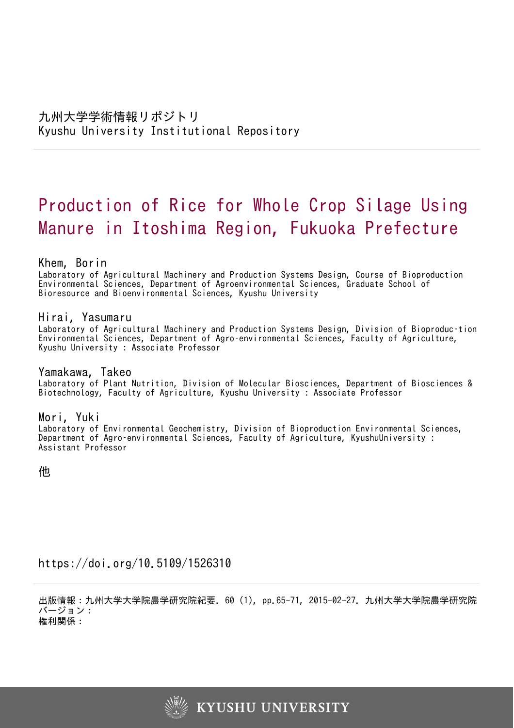九州大学学術情報リポジトリ
Kyushu University Institutional Repository

# Production of Rice for Whole Crop Silage Using Manure in Itoshima Region, Fukuoka Prefecture

## Khem, Borin

Laboratory of Agricultural Machinery and Production Systems Design, Course of Bioproduction Environmental Sciences, Department of Agroenvironmental Sciences, Graduate School of Bioresource and Bioenvironmental Sciences, Kyushu University

## Hirai, Yasumaru

Laboratory of Agricultural Machinery and Production Systems Design, Division of Bioproduc-tion Environmental Sciences, Department of Agro-environmental Sciences, Faculty of Agriculture, Kyushu University : Associate Professor

## Yamakawa, Takeo

Laboratory of Plant Nutrition, Division of Molecular Biosciences, Department of Biosciences & Biotechnology, Faculty of Agriculture, Kyushu University : Associate Professor

## Mori, Yuki

Laboratory of Environmental Geochemistry, Division of Bioproduction Environmental Sciences, Department of Agro-environmental Sciences, Faculty of Agriculture, KyushuUniversity : Assistant Professor

他

https://doi.org/10.5109/1526310

出版情報：九州大学大学院農学研究院紀要. 60 (1), pp.65-71, 2015-02-27. 九州大学大学院農学研究院
バージョン：
権利関係：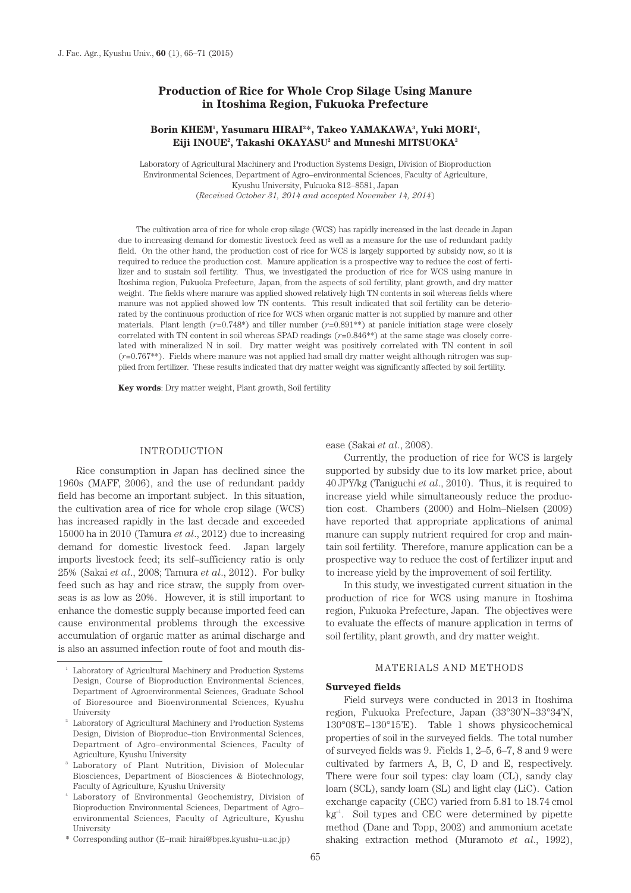# Production of Rice for Whole Crop Silage Using Manure in Itoshima Region, Fukuoka Prefecture

**Borin KHEM[1], Yasumaru HIRAI[2]*, Takeo YAMAKAWA[3], Yuki MORI[4], Eiji INOUE[2], Takashi OKAYASU[2] and Muneshi MITSUOKA[2]**

Laboratory of Agricultural Machinery and Production Systems Design, Division of Bioproduction Environmental Sciences, Department of Agro–environmental Sciences, Faculty of Agriculture, Kyushu University, Fukuoka 812–8581, Japan
(*Received October 31, 2014 and accepted November 14, 2014*)

The cultivation area of rice for whole crop silage (WCS) has rapidly increased in the last decade in Japan due to increasing demand for domestic livestock feed as well as a measure for the use of redundant paddy field. On the other hand, the production cost of rice for WCS is largely supported by subsidy now, so it is required to reduce the production cost. Manure application is a prospective way to reduce the cost of fertilizer and to sustain soil fertility. Thus, we investigated the production of rice for WCS using manure in Itoshima region, Fukuoka Prefecture, Japan, from the aspects of soil fertility, plant growth, and dry matter weight. The fields where manure was applied showed relatively high TN contents in soil whereas fields where manure was not applied showed low TN contents. This result indicated that soil fertility can be deteriorated by the continuous production of rice for WCS when organic matter is not supplied by manure and other materials. Plant length ($r$=0.748*) and tiller number ($r$=0.891**) at panicle initiation stage were closely correlated with TN content in soil whereas SPAD readings ($r$=0.846**) at the same stage was closely correlated with mineralized N in soil. Dry matter weight was positively correlated with TN content in soil ($r$=0.767**). Fields where manure was not applied had small dry matter weight although nitrogen was supplied from fertilizer. These results indicated that dry matter weight was significantly affected by soil fertility.

**Key words**: Dry matter weight, Plant growth, Soil fertility

## INTRODUCTION

Rice consumption in Japan has declined since the 1960s (MAFF, 2006), and the use of redundant paddy field has become an important subject. In this situation, the cultivation area of rice for whole crop silage (WCS) has increased rapidly in the last decade and exceeded 15000 ha in 2010 (Tamura *et al*., 2012) due to increasing demand for domestic livestock feed. Japan largely imports livestock feed; its self–sufficiency ratio is only 25% (Sakai *et al*., 2008; Tamura *et al*., 2012). For bulky feed such as hay and rice straw, the supply from overseas is as low as 20%. However, it is still important to enhance the domestic supply because imported feed can cause environmental problems through the excessive accumulation of organic matter as animal discharge and is also an assumed infection route of foot and mouth disease (Sakai *et al*., 2008).

Currently, the production of rice for WCS is largely supported by subsidy due to its low market price, about 40 JPY/kg (Taniguchi *et al*., 2010). Thus, it is required to increase yield while simultaneously reduce the production cost. Chambers (2000) and Holm–Nielsen (2009) have reported that appropriate applications of animal manure can supply nutrient required for crop and maintain soil fertility. Therefore, manure application can be a prospective way to reduce the cost of fertilizer input and to increase yield by the improvement of soil fertility.

In this study, we investigated current situation in the production of rice for WCS using manure in Itoshima region, Fukuoka Prefecture, Japan. The objectives were to evaluate the effects of manure application in terms of soil fertility, plant growth, and dry matter weight.

## MATERIALS AND METHODS

### Surveyed fields

Field surveys were conducted in 2013 in Itoshima region, Fukuoka Prefecture, Japan (33°30'N–33°34'N, 130°08'E–130°15'E). Table 1 shows physicochemical properties of soil in the surveyed fields. The total number of surveyed fields was 9. Fields 1, 2–5, 6–7, 8 and 9 were cultivated by farmers A, B, C, D and E, respectively. There were four soil types: clay loam (CL), sandy clay loam (SCL), sandy loam (SL) and light clay (LiC). Cation exchange capacity (CEC) varied from 5.81 to 18.74 cmol kg$^{-1}$. Soil types and CEC were determined by pipette method (Dane and Topp, 2002) and ammonium acetate shaking extraction method (Muramoto *et al*., 1992),

---

[1] Laboratory of Agricultural Machinery and Production Systems Design, Course of Bioproduction Environmental Sciences, Department of Agroenvironmental Sciences, Graduate School of Bioresource and Bioenvironmental Sciences, Kyushu University

[2] Laboratory of Agricultural Machinery and Production Systems Design, Division of Bioproduc–tion Environmental Sciences, Department of Agro–environmental Sciences, Faculty of Agriculture, Kyushu University

[3] Laboratory of Plant Nutrition, Division of Molecular Biosciences, Department of Biosciences & Biotechnology, Faculty of Agriculture, Kyushu University

[4] Laboratory of Environmental Geochemistry, Division of Bioproduction Environmental Sciences, Department of Agro–environmental Sciences, Faculty of Agriculture, Kyushu University

\* Corresponding author (E–mail: hirai@bpes.kyushu–u.ac.jp)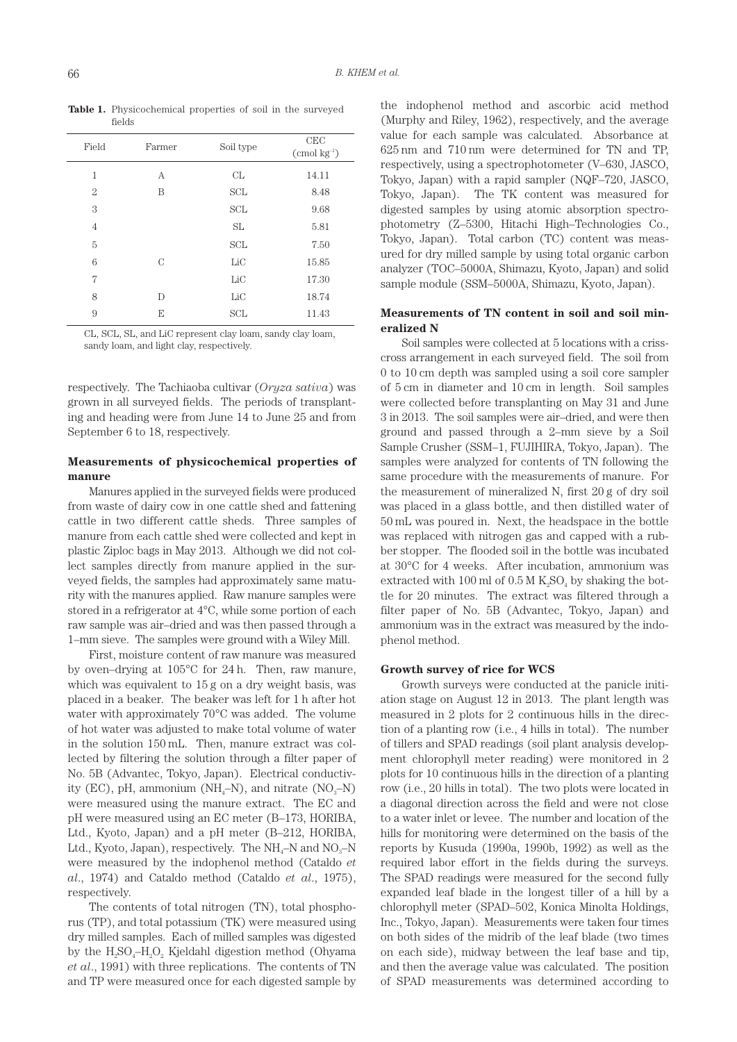**Table 1.** Physicochemical properties of soil in the surveyed fields

| Field | Farmer | Soil type | CEC ($cmol\ kg^{-1}$) |
|---|---|---|---|
| 1 | A | CL | 14.11 |
| 2 | B | SCL | 8.48 |
| 3 | | SCL | 9.68 |
| 4 | | SL | 5.81 |
| 5 | | SCL | 7.50 |
| 6 | C | LiC | 15.85 |
| 7 | | LiC | 17.30 |
| 8 | D | LiC | 18.74 |
| 9 | E | SCL | 11.43 |

CL, SCL, SL, and LiC represent clay loam, sandy clay loam, sandy loam, and light clay, respectively.

respectively. The Tachiaoba cultivar (*Oryza sativa*) was grown in all surveyed fields. The periods of transplanting and heading were from June 14 to June 25 and from September 6 to 18, respectively.

### Measurements of physicochemical properties of manure

Manures applied in the surveyed fields were produced from waste of dairy cow in one cattle shed and fattening cattle in two different cattle sheds. Three samples of manure from each cattle shed were collected and kept in plastic Ziploc bags in May 2013. Although we did not collect samples directly from manure applied in the surveyed fields, the samples had approximately same maturity with the manures applied. Raw manure samples were stored in a refrigerator at 4°C, while some portion of each raw sample was air–dried and was then passed through a 1–mm sieve. The samples were ground with a Wiley Mill.

First, moisture content of raw manure was measured by oven–drying at 105°C for 24 h. Then, raw manure, which was equivalent to 15 g on a dry weight basis, was placed in a beaker. The beaker was left for 1 h after hot water with approximately 70°C was added. The volume of hot water was adjusted to make total volume of water in the solution 150 mL. Then, manure extract was collected by filtering the solution through a filter paper of No. 5B (Advantec, Tokyo, Japan). Electrical conductivity (EC), pH, ammonium ($NH_4$–N), and nitrate ($NO_3$–N) were measured using the manure extract. The EC and pH were measured using an EC meter (B–173, HORIBA, Ltd., Kyoto, Japan) and a pH meter (B–212, HORIBA, Ltd., Kyoto, Japan), respectively. The $NH_4$–N and $NO_3$–N were measured by the indophenol method (Cataldo *et al.*, 1974) and Cataldo method (Cataldo *et al.*, 1975), respectively.

The contents of total nitrogen (TN), total phosphorus (TP), and total potassium (TK) were measured using dry milled samples. Each of milled samples was digested by the $H_2SO_4$–$H_2O_2$ Kjeldahl digestion method (Ohyama *et al.*, 1991) with three replications. The contents of TN and TP were measured once for each digested sample by the indophenol method and ascorbic acid method (Murphy and Riley, 1962), respectively, and the average value for each sample was calculated. Absorbance at 625 nm and 710 nm were determined for TN and TP, respectively, using a spectrophotometer (V–630, JASCO, Tokyo, Japan) with a rapid sampler (NQF–720, JASCO, Tokyo, Japan). The TK content was measured for digested samples by using atomic absorption spectrophotometry (Z–5300, Hitachi High–Technologies Co., Tokyo, Japan). Total carbon (TC) content was measured for dry milled sample by using total organic carbon analyzer (TOC–5000A, Shimazu, Kyoto, Japan) and solid sample module (SSM–5000A, Shimazu, Kyoto, Japan).

### Measurements of TN content in soil and soil mineralized N

Soil samples were collected at 5 locations with a crisscross arrangement in each surveyed field. The soil from 0 to 10 cm depth was sampled using a soil core sampler of 5 cm in diameter and 10 cm in length. Soil samples were collected before transplanting on May 31 and June 3 in 2013. The soil samples were air–dried, and were then ground and passed through a 2–mm sieve by a Soil Sample Crusher (SSM–1, FUJIHIRA, Tokyo, Japan). The samples were analyzed for contents of TN following the same procedure with the measurements of manure. For the measurement of mineralized N, first 20 g of dry soil was placed in a glass bottle, and then distilled water of 50 mL was poured in. Next, the headspace in the bottle was replaced with nitrogen gas and capped with a rubber stopper. The flooded soil in the bottle was incubated at 30°C for 4 weeks. After incubation, ammonium was extracted with 100 ml of 0.5 M $K_2SO_4$ by shaking the bottle for 20 minutes. The extract was filtered through a filter paper of No. 5B (Advantec, Tokyo, Japan) and ammonium was in the extract was measured by the indophenol method.

### Growth survey of rice for WCS

Growth surveys were conducted at the panicle initiation stage on August 12 in 2013. The plant length was measured in 2 plots for 2 continuous hills in the direction of a planting row (i.e., 4 hills in total). The number of tillers and SPAD readings (soil plant analysis development chlorophyll meter reading) were monitored in 2 plots for 10 continuous hills in the direction of a planting row (i.e., 20 hills in total). The two plots were located in a diagonal direction across the field and were not close to a water inlet or levee. The number and location of the hills for monitoring were determined on the basis of the reports by Kusuda (1990a, 1990b, 1992) as well as the required labor effort in the fields during the surveys. The SPAD readings were measured for the second fully expanded leaf blade in the longest tiller of a hill by a chlorophyll meter (SPAD–502, Konica Minolta Holdings, Inc., Tokyo, Japan). Measurements were taken four times on both sides of the midrib of the leaf blade (two times on each side), midway between the leaf base and tip, and then the average value was calculated. The position of SPAD measurements was determined according to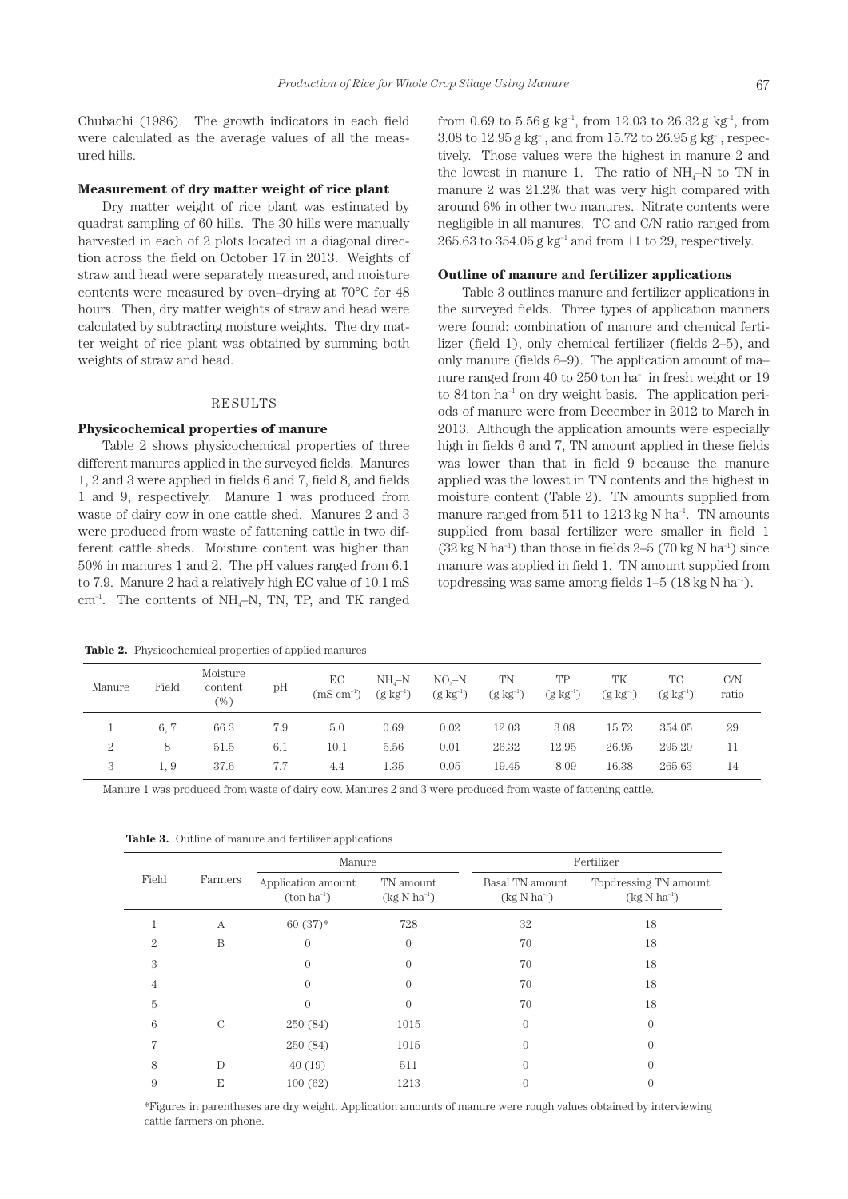Chubachi (1986). The growth indicators in each field were calculated as the average values of all the measured hills.

### Measurement of dry matter weight of rice plant

Dry matter weight of rice plant was estimated by quadrat sampling of 60 hills. The 30 hills were manually harvested in each of 2 plots located in a diagonal direction across the field on October 17 in 2013. Weights of straw and head were separately measured, and moisture contents were measured by oven–drying at 70°C for 48 hours. Then, dry matter weights of straw and head were calculated by subtracting moisture weights. The dry matter weight of rice plant was obtained by summing both weights of straw and head.

## RESULTS

### Physicochemical properties of manure

Table 2 shows physicochemical properties of three different manures applied in the surveyed fields. Manures 1, 2 and 3 were applied in fields 6 and 7, field 8, and fields 1 and 9, respectively. Manure 1 was produced from waste of dairy cow in one cattle shed. Manures 2 and 3 were produced from waste of fattening cattle in two different cattle sheds. Moisture content was higher than 50% in manures 1 and 2. The pH values ranged from 6.1 to 7.9. Manure 2 had a relatively high EC value of 10.1 mS cm$^{-1}$. The contents of $NH_4$–N, TN, TP, and TK ranged from 0.69 to 5.56 g kg$^{-1}$, from 12.03 to 26.32 g kg$^{-1}$, from 3.08 to 12.95 g kg$^{-1}$, and from 15.72 to 26.95 g kg$^{-1}$, respectively. Those values were the highest in manure 2 and the lowest in manure 1. The ratio of $NH_4$–N to TN in manure 2 was 21.2% that was very high compared with around 6% in other two manures. Nitrate contents were negligible in all manures. TC and C/N ratio ranged from 265.63 to 354.05 g kg$^{-1}$ and from 11 to 29, respectively.

### Outline of manure and fertilizer applications

Table 3 outlines manure and fertilizer applications in the surveyed fields. Three types of application manners were found: combination of manure and chemical fertilizer (field 1), only chemical fertilizer (fields 2–5), and only manure (fields 6–9). The application amount of manure ranged from 40 to 250 ton ha$^{-1}$ in fresh weight or 19 to 84 ton ha$^{-1}$ on dry weight basis. The application periods of manure were from December in 2012 to March in 2013. Although the application amounts were especially high in fields 6 and 7, TN amount applied in these fields was lower than that in field 9 because the manure applied was the lowest in TN contents and the highest in moisture content (Table 2). TN amounts supplied from manure ranged from 511 to 1213 kg N ha$^{-1}$. TN amounts supplied from basal fertilizer were smaller in field 1 (32 kg N ha$^{-1}$) than those in fields 2–5 (70 kg N ha$^{-1}$) since manure was applied in field 1. TN amount supplied from topdressing was same among fields 1–5 (18 kg N ha$^{-1}$).

**Table 2.** Physicochemical properties of applied manures

| Manure | Field | Moisture content (%) | pH | EC (mS cm$^{-1}$) | $NH_4$–N (g kg$^{-1}$) | $NO_3$–N (g kg$^{-1}$) | TN (g kg$^{-1}$) | TP (g kg$^{-1}$) | TK (g kg$^{-1}$) | TC (g kg$^{-1}$) | C/N ratio |
|---|---|---|---|---|---|---|---|---|---|---|---|
| 1 | 6, 7 | 66.3 | 7.9 | 5.0 | 0.69 | 0.02 | 12.03 | 3.08 | 15.72 | 354.05 | 29 |
| 2 | 8 | 51.5 | 6.1 | 10.1 | 5.56 | 0.01 | 26.32 | 12.95 | 26.95 | 295.20 | 11 |
| 3 | 1, 9 | 37.6 | 7.7 | 4.4 | 1.35 | 0.05 | 19.45 | 8.09 | 16.38 | 265.63 | 14 |

Manure 1 was produced from waste of dairy cow. Manures 2 and 3 were produced from waste of fattening cattle.

**Table 3.** Outline of manure and fertilizer applications

| Field | Farmers | Manure | | Fertilizer | |
|---|---|---|---|---|---|
| | | Application amount (ton ha$^{-1}$) | TN amount (kg N ha$^{-1}$) | Basal TN amount (kg N ha$^{-1}$) | Topdressing TN amount (kg N ha$^{-1}$) |
| 1 | A | 60 (37)* | 728 | 32 | 18 |
| 2 | B | 0 | 0 | 70 | 18 |
| 3 | | 0 | 0 | 70 | 18 |
| 4 | | 0 | 0 | 70 | 18 |
| 5 | | 0 | 0 | 70 | 18 |
| 6 | C | 250 (84) | 1015 | 0 | 0 |
| 7 | | 250 (84) | 1015 | 0 | 0 |
| 8 | D | 40 (19) | 511 | 0 | 0 |
| 9 | E | 100 (62) | 1213 | 0 | 0 |

*Figures in parentheses are dry weight. Application amounts of manure were rough values obtained by interviewing cattle farmers on phone.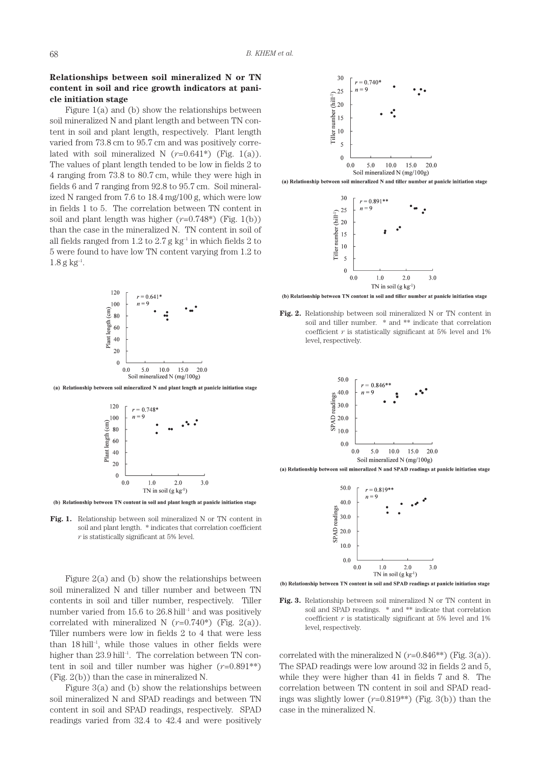### Relationships between soil mineralized N or TN content in soil and rice growth indicators at panicle initiation stage

Figure 1(a) and (b) show the relationships between soil mineralized N and plant length and between TN content in soil and plant length, respectively. Plant length varied from 73.8 cm to 95.7 cm and was positively correlated with soil mineralized N ($r$=0.641*) (Fig. 1(a)). The values of plant length tended to be low in fields 2 to 4 ranging from 73.8 to 80.7 cm, while they were high in fields 6 and 7 ranging from 92.8 to 95.7 cm. Soil mineralized N ranged from 7.6 to 18.4 mg/100 g, which were low in fields 1 to 5. The correlation between TN content in soil and plant length was higher ($r$=0.748*) (Fig. 1(b)) than the case in the mineralized N. TN content in soil of all fields ranged from 1.2 to 2.7 g kg$^{-1}$ in which fields 2 to 5 were found to have low TN content varying from 1.2 to 1.8 g kg$^{-1}$.

(a) Relationship between soil mineralized N and plant length at panicle initiation stage

(b) Relationship between TN content in soil and plant length at panicle initiation stage

**Fig. 1.** Relationship between soil mineralized N or TN content in soil and plant length. * indicates that correlation coefficient $r$ is statistically significant at 5% level.

Figure 2(a) and (b) show the relationships between soil mineralized N and tiller number and between TN contents in soil and tiller number, respectively. Tiller number varied from 15.6 to 26.8 hill$^{-1}$ and was positively correlated with mineralized N ($r$=0.740*) (Fig. 2(a)). Tiller numbers were low in fields 2 to 4 that were less than 18 hill$^{-1}$, while those values in other fields were higher than 23.9 hill$^{-1}$. The correlation between TN content in soil and tiller number was higher ($r$=0.891**) (Fig. 2(b)) than the case in mineralized N.

Figure 3(a) and (b) show the relationships between soil mineralized N and SPAD readings and between TN content in soil and SPAD readings, respectively. SPAD readings varied from 32.4 to 42.4 and were positively correlated with the mineralized N ($r$=0.846**) (Fig. 3(a)). The SPAD readings were low around 32 in fields 2 and 5, while they were higher than 41 in fields 7 and 8. The correlation between TN content in soil and SPAD readings was slightly lower ($r$=0.819**) (Fig. 3(b)) than the case in the mineralized N.

(a) Relationship between soil mineralized N and tiller number at panicle initiation stage

(b) Relationship between TN content in soil and tiller number at panicle initiation stage

**Fig. 2.** Relationship between soil mineralized N or TN content in soil and tiller number. * and ** indicate that correlation coefficient $r$ is statistically significant at 5% level and 1% level, respectively.

(a) Relationship between soil mineralized N and SPAD readings at panicle initiation stage

(b) Relationship between TN content in soil and SPAD readings at panicle initiation stage

**Fig. 3.** Relationship between soil mineralized N or TN content in soil and SPAD readings. * and ** indicate that correlation coefficient $r$ is statistically significant at 5% level and 1% level, respectively.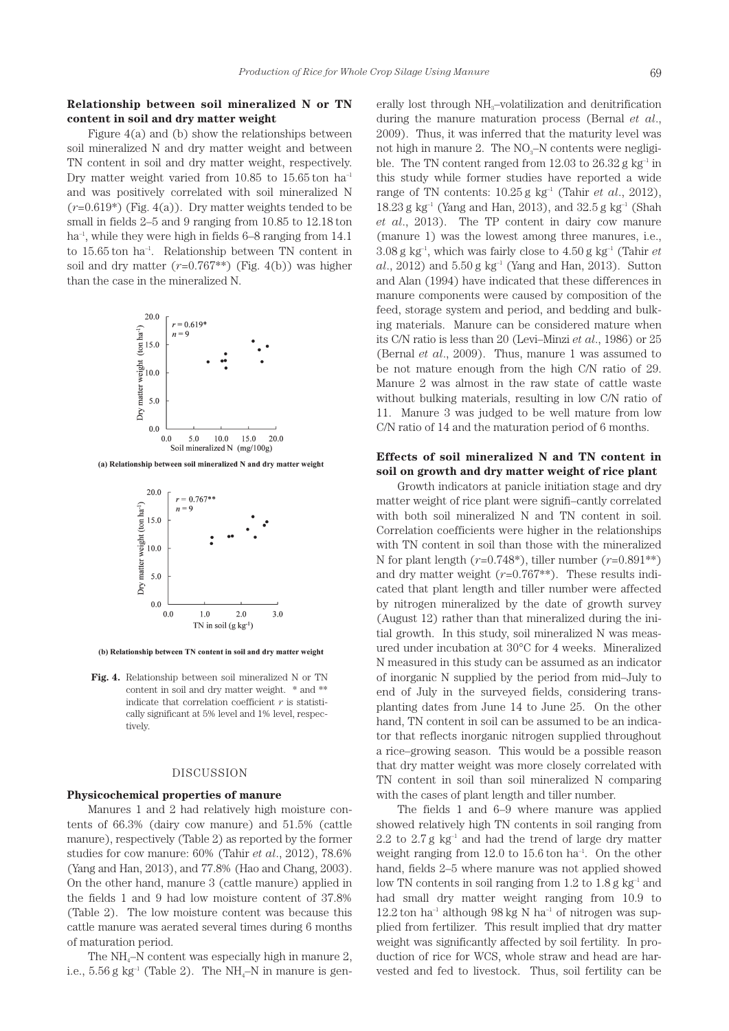### Relationship between soil mineralized N or TN content in soil and dry matter weight

Figure 4(a) and (b) show the relationships between soil mineralized N and dry matter weight and between TN content in soil and dry matter weight, respectively. Dry matter weight varied from 10.85 to 15.65 ton ha$^{-1}$ and was positively correlated with soil mineralized N ($r$=0.619*) (Fig. 4(a)). Dry matter weights tended to be small in fields 2–5 and 9 ranging from 10.85 to 12.18 ton ha$^{-1}$, while they were high in fields 6–8 ranging from 14.1 to 15.65 ton ha$^{-1}$. Relationship between TN content in soil and dry matter ($r$=0.767**) (Fig. 4(b)) was higher than the case in the mineralized N.

(a) Relationship between soil mineralized N and dry matter weight

(b) Relationship between TN content in soil and dry matter weight

**Fig. 4.** Relationship between soil mineralized N or TN content in soil and dry matter weight. * and ** indicate that correlation coefficient $r$ is statistically significant at 5% level and 1% level, respectively.

## DISCUSSION

### Physicochemical properties of manure

Manures 1 and 2 had relatively high moisture contents of 66.3% (dairy cow manure) and 51.5% (cattle manure), respectively (Table 2) as reported by the former studies for cow manure: 60% (Tahir *et al*., 2012), 78.6% (Yang and Han, 2013), and 77.8% (Hao and Chang, 2003). On the other hand, manure 3 (cattle manure) applied in the fields 1 and 9 had low moisture content of 37.8% (Table 2). The low moisture content was because this cattle manure was aerated several times during 6 months of maturation period.

The $NH_4$–N content was especially high in manure 2, i.e., 5.56 g kg$^{-1}$ (Table 2). The $NH_4$–N in manure is generally lost through $NH_3$–volatilization and denitrification during the manure maturation process (Bernal *et al*., 2009). Thus, it was inferred that the maturity level was not high in manure 2. The $NO_3$–N contents were negligible. The TN content ranged from 12.03 to 26.32 g kg$^{-1}$ in this study while former studies have reported a wide range of TN contents: 10.25 g kg$^{-1}$ (Tahir *et al*., 2012), 18.23 g kg$^{-1}$ (Yang and Han, 2013), and 32.5 g kg$^{-1}$ (Shah *et al*., 2013). The TP content in dairy cow manure (manure 1) was the lowest among three manures, i.e., 3.08 g kg$^{-1}$, which was fairly close to 4.50 g kg$^{-1}$ (Tahir *et al*., 2012) and 5.50 g kg$^{-1}$ (Yang and Han, 2013). Sutton and Alan (1994) have indicated that these differences in manure components were caused by composition of the feed, storage system and period, and bedding and bulking materials. Manure can be considered mature when its C/N ratio is less than 20 (Levi–Minzi *et al*., 1986) or 25 (Bernal *et al*., 2009). Thus, manure 1 was assumed to be not mature enough from the high C/N ratio of 29. Manure 2 was almost in the raw state of cattle waste without bulking materials, resulting in low C/N ratio of 11. Manure 3 was judged to be well mature from low C/N ratio of 14 and the maturation period of 6 months.

### Effects of soil mineralized N and TN content in soil on growth and dry matter weight of rice plant

Growth indicators at panicle initiation stage and dry matter weight of rice plant were signifi–cantly correlated with both soil mineralized N and TN content in soil. Correlation coefficients were higher in the relationships with TN content in soil than those with the mineralized N for plant length ($r$=0.748*), tiller number ($r$=0.891**) and dry matter weight ($r$=0.767**). These results indicated that plant length and tiller number were affected by nitrogen mineralized by the date of growth survey (August 12) rather than that mineralized during the initial growth. In this study, soil mineralized N was measured under incubation at 30°C for 4 weeks. Mineralized N measured in this study can be assumed as an indicator of inorganic N supplied by the period from mid–July to end of July in the surveyed fields, considering transplanting dates from June 14 to June 25. On the other hand, TN content in soil can be assumed to be an indicator that reflects inorganic nitrogen supplied throughout a rice–growing season. This would be a possible reason that dry matter weight was more closely correlated with TN content in soil than soil mineralized N comparing with the cases of plant length and tiller number.

The fields 1 and 6–9 where manure was applied showed relatively high TN contents in soil ranging from 2.2 to 2.7 g kg$^{-1}$ and had the trend of large dry matter weight ranging from 12.0 to 15.6 ton ha$^{-1}$. On the other hand, fields 2–5 where manure was not applied showed low TN contents in soil ranging from 1.2 to 1.8 g kg$^{-1}$ and had small dry matter weight ranging from 10.9 to 12.2 ton ha$^{-1}$ although 98 kg N ha$^{-1}$ of nitrogen was supplied from fertilizer. This result implied that dry matter weight was significantly affected by soil fertility. In production of rice for WCS, whole straw and head are harvested and fed to livestock. Thus, soil fertility can be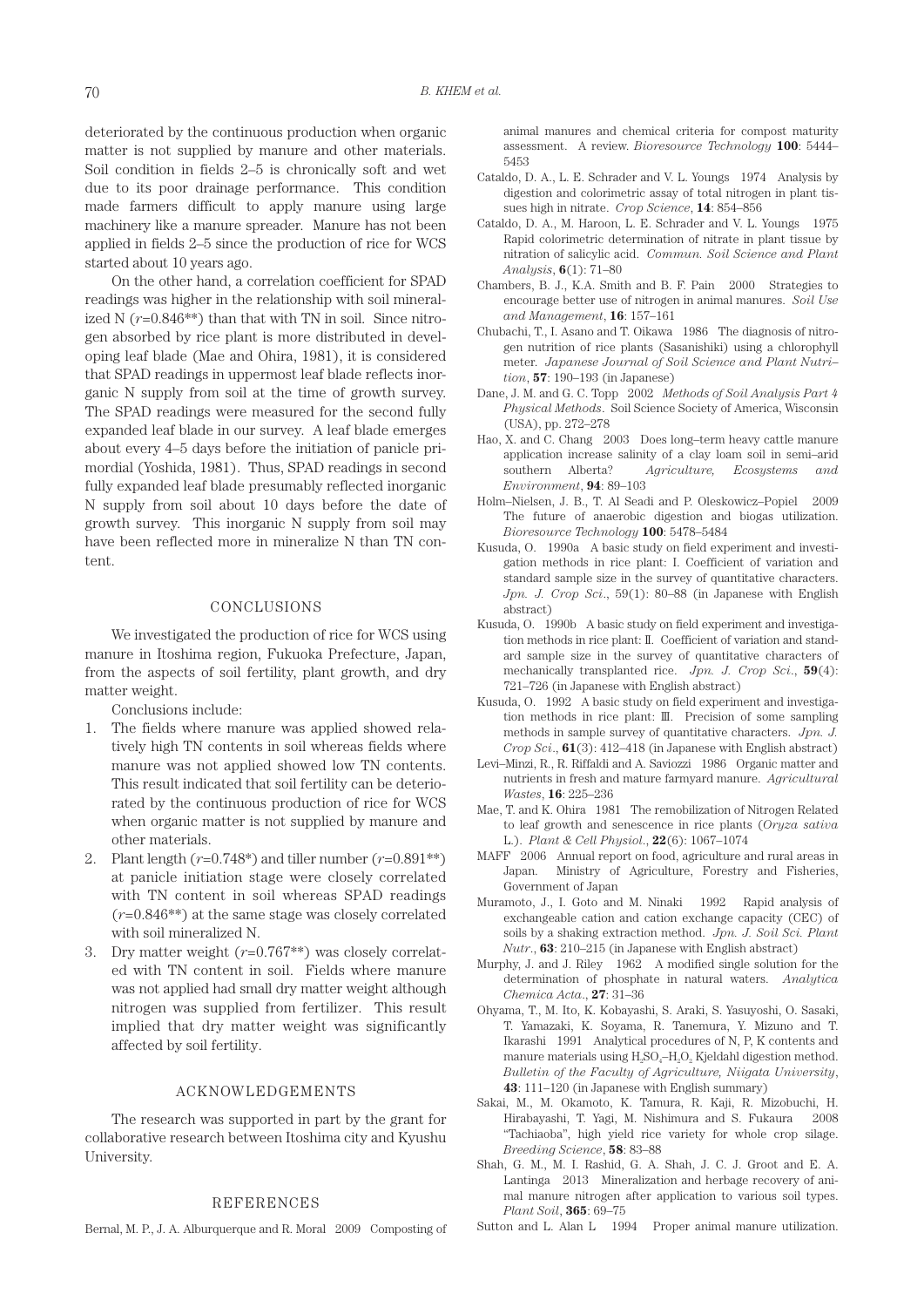deteriorated by the continuous production when organic matter is not supplied by manure and other materials. Soil condition in fields 2–5 is chronically soft and wet due to its poor drainage performance. This condition made farmers difficult to apply manure using large machinery like a manure spreader. Manure has not been applied in fields 2–5 since the production of rice for WCS started about 10 years ago.

On the other hand, a correlation coefficient for SPAD readings was higher in the relationship with soil mineralized N ($r$=0.846**) than that with TN in soil. Since nitrogen absorbed by rice plant is more distributed in developing leaf blade (Mae and Ohira, 1981), it is considered that SPAD readings in uppermost leaf blade reflects inorganic N supply from soil at the time of growth survey. The SPAD readings were measured for the second fully expanded leaf blade in our survey. A leaf blade emerges about every 4–5 days before the initiation of panicle primordial (Yoshida, 1981). Thus, SPAD readings in second fully expanded leaf blade presumably reflected inorganic N supply from soil about 10 days before the date of growth survey. This inorganic N supply from soil may have been reflected more in mineralize N than TN content.

## CONCLUSIONS

We investigated the production of rice for WCS using manure in Itoshima region, Fukuoka Prefecture, Japan, from the aspects of soil fertility, plant growth, and dry matter weight.

Conclusions include:

1. The fields where manure was applied showed relatively high TN contents in soil whereas fields where manure was not applied showed low TN contents. This result indicated that soil fertility can be deteriorated by the continuous production of rice for WCS when organic matter is not supplied by manure and other materials.
2. Plant length ($r$=0.748*) and tiller number ($r$=0.891**) at panicle initiation stage were closely correlated with TN content in soil whereas SPAD readings ($r$=0.846**) at the same stage was closely correlated with soil mineralized N.
3. Dry matter weight ($r$=0.767**) was closely correlated with TN content in soil. Fields where manure was not applied had small dry matter weight although nitrogen was supplied from fertilizer. This result implied that dry matter weight was significantly affected by soil fertility.

## ACKNOWLEDGEMENTS

The research was supported in part by the grant for collaborative research between Itoshima city and Kyushu University.

## REFERENCES

Bernal, M. P., J. A. Alburquerque and R. Moral 2009 Composting of animal manures and chemical criteria for compost maturity assessment. A review. *Bioresource Technology* **100**: 5444–5453

Cataldo, D. A., L. E. Schrader and V. L. Youngs 1974 Analysis by digestion and colorimetric assay of total nitrogen in plant tissues high in nitrate. *Crop Science*, **14**: 854–856

Cataldo, D. A., M. Haroon, L. E. Schrader and V. L. Youngs 1975 Rapid colorimetric determination of nitrate in plant tissue by nitration of salicylic acid. *Commun. Soil Science and Plant Analysis*, **6**(1): 71–80

Chambers, B. J., K.A. Smith and B. F. Pain 2000 Strategies to encourage better use of nitrogen in animal manures. *Soil Use and Management*, **16**: 157–161

Chubachi, T., I. Asano and T. Oikawa 1986 The diagnosis of nitrogen nutrition of rice plants (Sasanishiki) using a chlorophyll meter. *Japanese Journal of Soil Science and Plant Nutrition*, **57**: 190–193 (in Japanese)

Dane, J. M. and G. C. Topp 2002 *Methods of Soil Analysis Part 4 Physical Methods*. Soil Science Society of America, Wisconsin (USA), pp. 272–278

Hao, X. and C. Chang 2003 Does long–term heavy cattle manure application increase salinity of a clay loam soil in semi–arid southern Alberta? *Agriculture, Ecosystems and Environment*, **94**: 89–103

Holm–Nielsen, J. B., T. Al Seadi and P. Oleskowicz–Popiel 2009 The future of anaerobic digestion and biogas utilization. *Bioresource Technology* **100**: 5478–5484

Kusuda, O. 1990a A basic study on field experiment and investigation methods in rice plant: I. Coefficient of variation and standard sample size in the survey of quantitative characters. *Jpn. J. Crop Sci*., 59(1): 80–88 (in Japanese with English abstract)

Kusuda, O. 1990b A basic study on field experiment and investigation methods in rice plant: II. Coefficient of variation and standard sample size in the survey of quantitative characters of mechanically transplanted rice. *Jpn. J. Crop Sci*., **59**(4): 721–726 (in Japanese with English abstract)

Kusuda, O. 1992 A basic study on field experiment and investigation methods in rice plant: III. Precision of some sampling methods in sample survey of quantitative characters. *Jpn. J. Crop Sci*., **61**(3): 412–418 (in Japanese with English abstract)

Levi–Minzi, R., R. Riffaldi and A. Saviozzi 1986 Organic matter and nutrients in fresh and mature farmyard manure. *Agricultural Wastes*, **16**: 225–236

Mae, T. and K. Ohira 1981 The remobilization of Nitrogen Related to leaf growth and senescence in rice plants (*Oryza sativa* L.). *Plant & Cell Physiol*., **22**(6): 1067–1074

MAFF 2006 Annual report on food, agriculture and rural areas in Japan. Ministry of Agriculture, Forestry and Fisheries, Government of Japan

Muramoto, J., I. Goto and M. Ninaki 1992 Rapid analysis of exchangeable cation and cation exchange capacity (CEC) of soils by a shaking extraction method. *Jpn. J. Soil Sci. Plant Nutr*., **63**: 210–215 (in Japanese with English abstract)

Murphy, J. and J. Riley 1962 A modified single solution for the determination of phosphate in natural waters. *Analytica Chemica Acta*., **27**: 31–36

Ohyama, T., M. Ito, K. Kobayashi, S. Araki, S. Yasuyoshi, O. Sasaki, T. Yamazaki, K. Soyama, R. Tanemura, Y. Mizuno and T. Ikarashi 1991 Analytical procedures of N, P, K contents and manure materials using $H_2SO_4$–$H_2O_2$ Kjeldahl digestion method. *Bulletin of the Faculty of Agriculture, Niigata University*, **43**: 111–120 (in Japanese with English summary)

Sakai, M., M. Okamoto, K. Tamura, R. Kaji, R. Mizobuchi, H. Hirabayashi, T. Yagi, M. Nishimura and S. Fukaura 2008 "Tachiaoba", high yield rice variety for whole crop silage. *Breeding Science*, **58**: 83–88

Shah, G. M., M. I. Rashid, G. A. Shah, J. C. J. Groot and E. A. Lantinga 2013 Mineralization and herbage recovery of animal manure nitrogen after application to various soil types. *Plant Soil*, **365**: 69–75

Sutton and L. Alan L 1994 Proper animal manure utilization.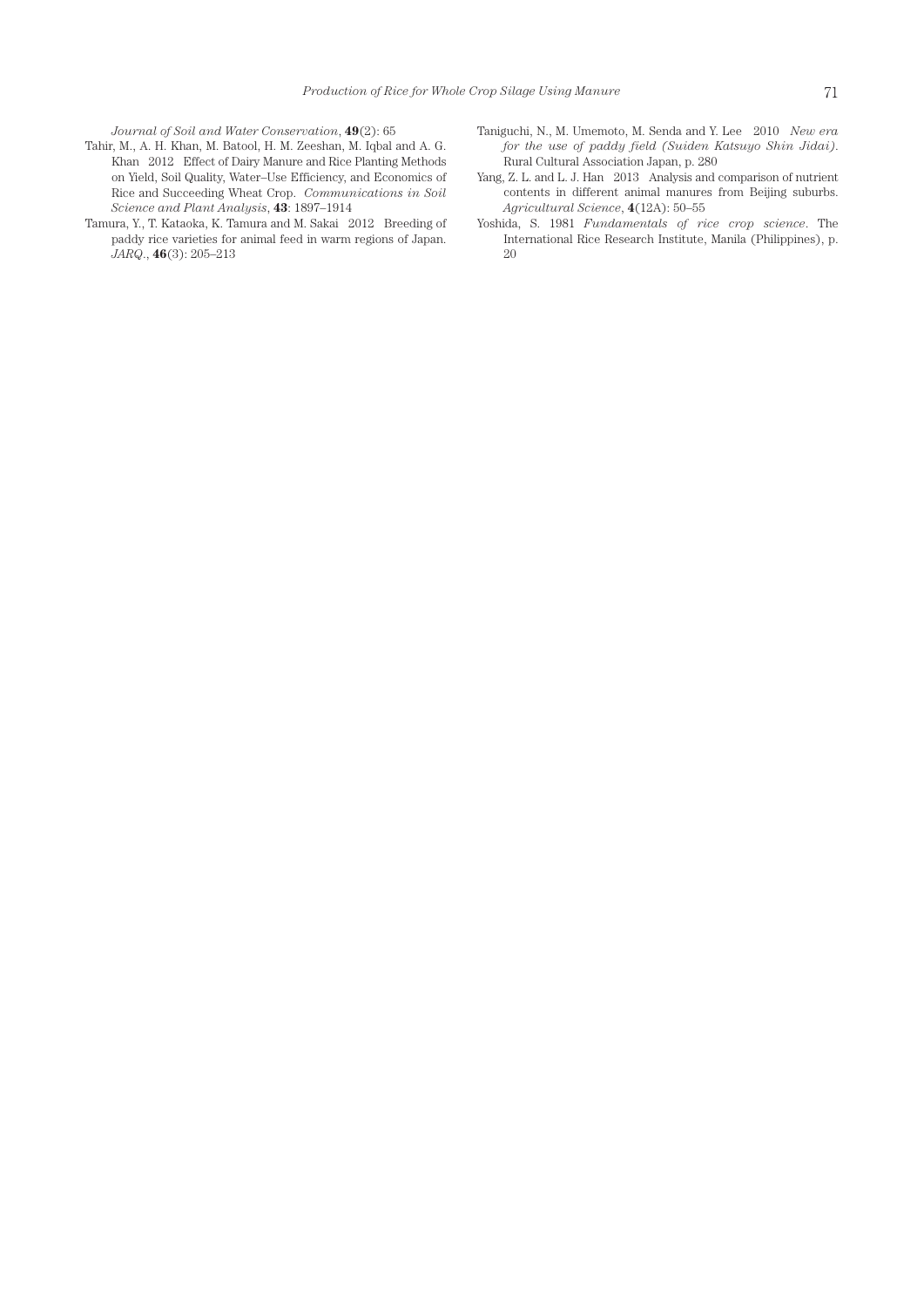*Journal of Soil and Water Conservation*, **49**(2): 65

Tahir, M., A. H. Khan, M. Batool, H. M. Zeeshan, M. Iqbal and A. G. Khan 2012 Effect of Dairy Manure and Rice Planting Methods on Yield, Soil Quality, Water–Use Efficiency, and Economics of Rice and Succeeding Wheat Crop. *Communications in Soil Science and Plant Analysis*, **43**: 1897–1914

Tamura, Y., T. Kataoka, K. Tamura and M. Sakai 2012 Breeding of paddy rice varieties for animal feed in warm regions of Japan. *JARQ.*, **46**(3): 205–213

Taniguchi, N., M. Umemoto, M. Senda and Y. Lee 2010 *New era for the use of paddy field (Suiden Katsuyo Shin Jidai).* Rural Cultural Association Japan, p. 280

Yang, Z. L. and L. J. Han 2013 Analysis and comparison of nutrient contents in different animal manures from Beijing suburbs. *Agricultural Science*, **4**(12A): 50–55

Yoshida, S. 1981 *Fundamentals of rice crop science*. The International Rice Research Institute, Manila (Philippines), p. 20